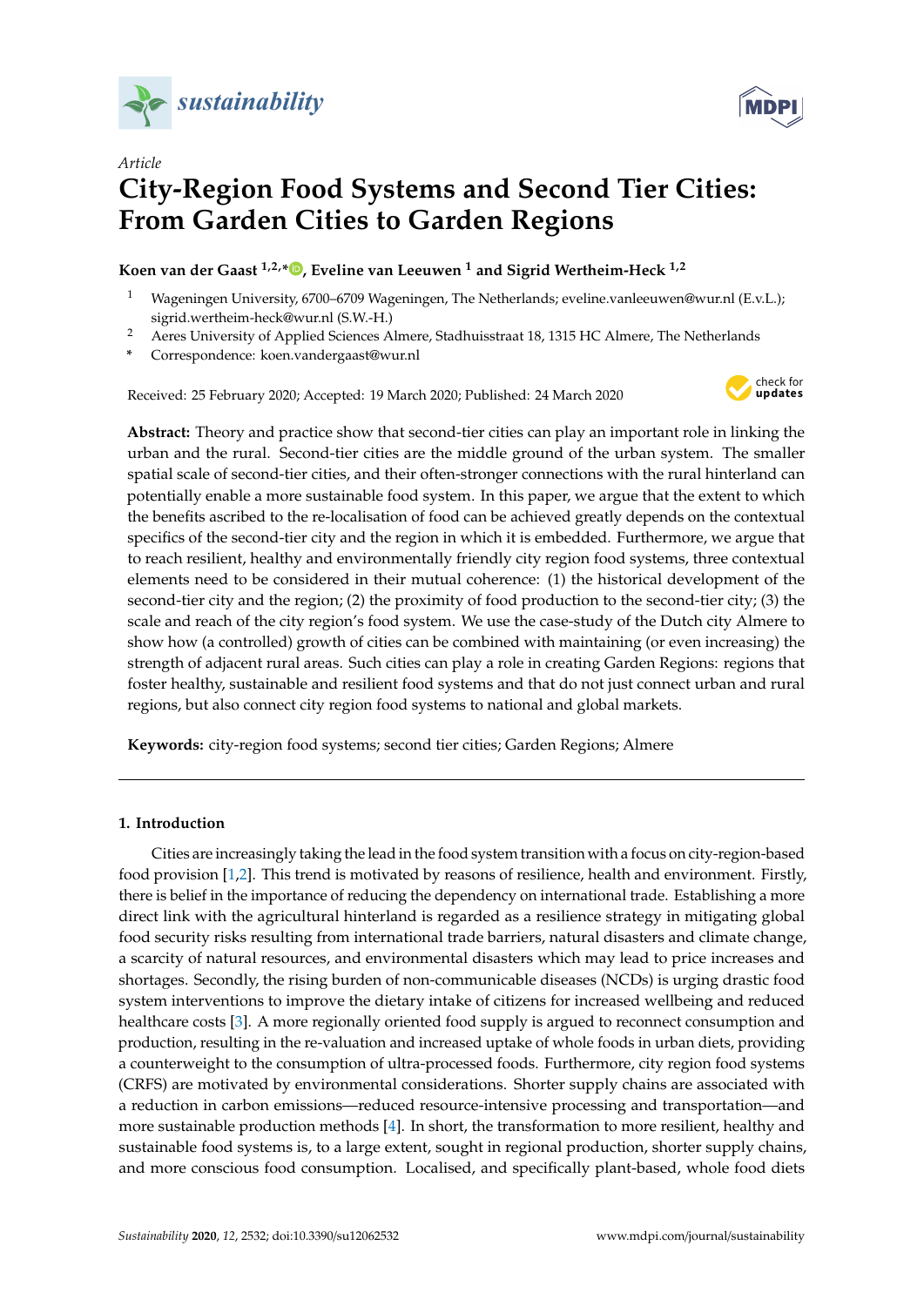*Article*

# City-Region Food Systems and Second Tier Cities: From Garden Cities to Garden Regions

**Koen van der Gaast [1,2,*], Eveline van Leeuwen [1] and Sigrid Wertheim-Heck [1,2]**

[1] Wageningen University, 6700–6709 Wageningen, The Netherlands; eveline.vanleeuwen@wur.nl (E.v.L.); sigrid.wertheim-heck@wur.nl (S.W.-H.)

[2] Aeres University of Applied Sciences Almere, Stadhuisstraat 18, 1315 HC Almere, The Netherlands

\* Correspondence: koen.vandergaast@wur.nl

Received: 25 February 2020; Accepted: 19 March 2020; Published: 24 March 2020

**Abstract:** Theory and practice show that second-tier cities can play an important role in linking the urban and the rural. Second-tier cities are the middle ground of the urban system. The smaller spatial scale of second-tier cities, and their often-stronger connections with the rural hinterland can potentially enable a more sustainable food system. In this paper, we argue that the extent to which the benefits ascribed to the re-localisation of food can be achieved greatly depends on the contextual specifics of the second-tier city and the region in which it is embedded. Furthermore, we argue that to reach resilient, healthy and environmentally friendly city region food systems, three contextual elements need to be considered in their mutual coherence: (1) the historical development of the second-tier city and the region; (2) the proximity of food production to the second-tier city; (3) the scale and reach of the city region's food system. We use the case-study of the Dutch city Almere to show how (a controlled) growth of cities can be combined with maintaining (or even increasing) the strength of adjacent rural areas. Such cities can play a role in creating Garden Regions: regions that foster healthy, sustainable and resilient food systems and that do not just connect urban and rural regions, but also connect city region food systems to national and global markets.

**Keywords:** city-region food systems; second tier cities; Garden Regions; Almere

## 1. Introduction

Cities are increasingly taking the lead in the food system transition with a focus on city-region-based food provision [1,2]. This trend is motivated by reasons of resilience, health and environment. Firstly, there is belief in the importance of reducing the dependency on international trade. Establishing a more direct link with the agricultural hinterland is regarded as a resilience strategy in mitigating global food security risks resulting from international trade barriers, natural disasters and climate change, a scarcity of natural resources, and environmental disasters which may lead to price increases and shortages. Secondly, the rising burden of non-communicable diseases (NCDs) is urging drastic food system interventions to improve the dietary intake of citizens for increased wellbeing and reduced healthcare costs [3]. A more regionally oriented food supply is argued to reconnect consumption and production, resulting in the re-valuation and increased uptake of whole foods in urban diets, providing a counterweight to the consumption of ultra-processed foods. Furthermore, city region food systems (CRFS) are motivated by environmental considerations. Shorter supply chains are associated with a reduction in carbon emissions—reduced resource-intensive processing and transportation—and more sustainable production methods [4]. In short, the transformation to more resilient, healthy and sustainable food systems is, to a large extent, sought in regional production, shorter supply chains, and more conscious food consumption. Localised, and specifically plant-based, whole food diets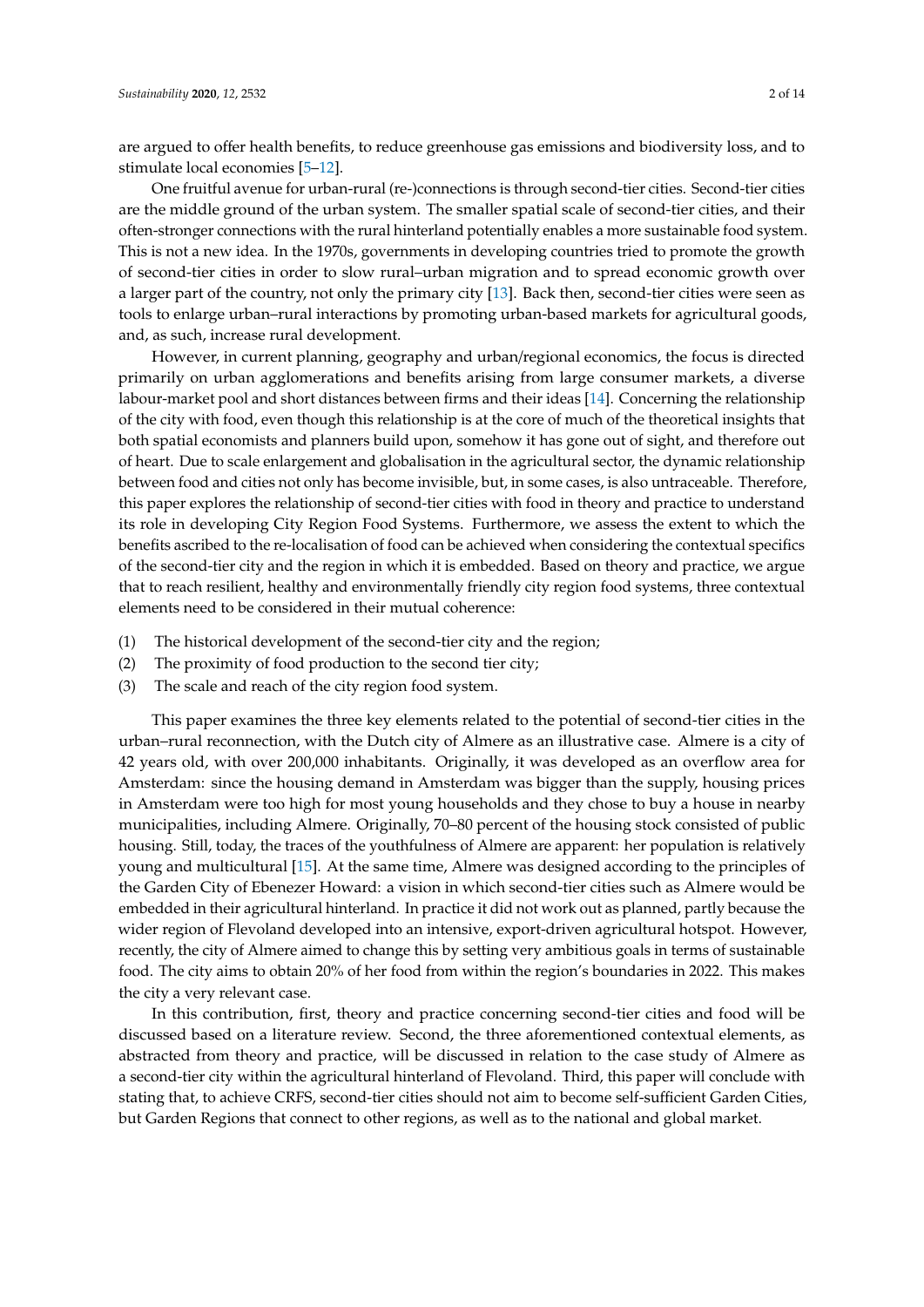are argued to offer health benefits, to reduce greenhouse gas emissions and biodiversity loss, and to stimulate local economies [5–12].

One fruitful avenue for urban-rural (re-)connections is through second-tier cities. Second-tier cities are the middle ground of the urban system. The smaller spatial scale of second-tier cities, and their often-stronger connections with the rural hinterland potentially enables a more sustainable food system. This is not a new idea. In the 1970s, governments in developing countries tried to promote the growth of second-tier cities in order to slow rural–urban migration and to spread economic growth over a larger part of the country, not only the primary city [13]. Back then, second-tier cities were seen as tools to enlarge urban–rural interactions by promoting urban-based markets for agricultural goods, and, as such, increase rural development.

However, in current planning, geography and urban/regional economics, the focus is directed primarily on urban agglomerations and benefits arising from large consumer markets, a diverse labour-market pool and short distances between firms and their ideas [14]. Concerning the relationship of the city with food, even though this relationship is at the core of much of the theoretical insights that both spatial economists and planners build upon, somehow it has gone out of sight, and therefore out of heart. Due to scale enlargement and globalisation in the agricultural sector, the dynamic relationship between food and cities not only has become invisible, but, in some cases, is also untraceable. Therefore, this paper explores the relationship of second-tier cities with food in theory and practice to understand its role in developing City Region Food Systems. Furthermore, we assess the extent to which the benefits ascribed to the re-localisation of food can be achieved when considering the contextual specifics of the second-tier city and the region in which it is embedded. Based on theory and practice, we argue that to reach resilient, healthy and environmentally friendly city region food systems, three contextual elements need to be considered in their mutual coherence:

(1) The historical development of the second-tier city and the region;
(2) The proximity of food production to the second tier city;
(3) The scale and reach of the city region food system.

This paper examines the three key elements related to the potential of second-tier cities in the urban–rural reconnection, with the Dutch city of Almere as an illustrative case. Almere is a city of 42 years old, with over 200,000 inhabitants. Originally, it was developed as an overflow area for Amsterdam: since the housing demand in Amsterdam was bigger than the supply, housing prices in Amsterdam were too high for most young households and they chose to buy a house in nearby municipalities, including Almere. Originally, 70–80 percent of the housing stock consisted of public housing. Still, today, the traces of the youthfulness of Almere are apparent: her population is relatively young and multicultural [15]. At the same time, Almere was designed according to the principles of the Garden City of Ebenezer Howard: a vision in which second-tier cities such as Almere would be embedded in their agricultural hinterland. In practice it did not work out as planned, partly because the wider region of Flevoland developed into an intensive, export-driven agricultural hotspot. However, recently, the city of Almere aimed to change this by setting very ambitious goals in terms of sustainable food. The city aims to obtain 20% of her food from within the region's boundaries in 2022. This makes the city a very relevant case.

In this contribution, first, theory and practice concerning second-tier cities and food will be discussed based on a literature review. Second, the three aforementioned contextual elements, as abstracted from theory and practice, will be discussed in relation to the case study of Almere as a second-tier city within the agricultural hinterland of Flevoland. Third, this paper will conclude with stating that, to achieve CRFS, second-tier cities should not aim to become self-sufficient Garden Cities, but Garden Regions that connect to other regions, as well as to the national and global market.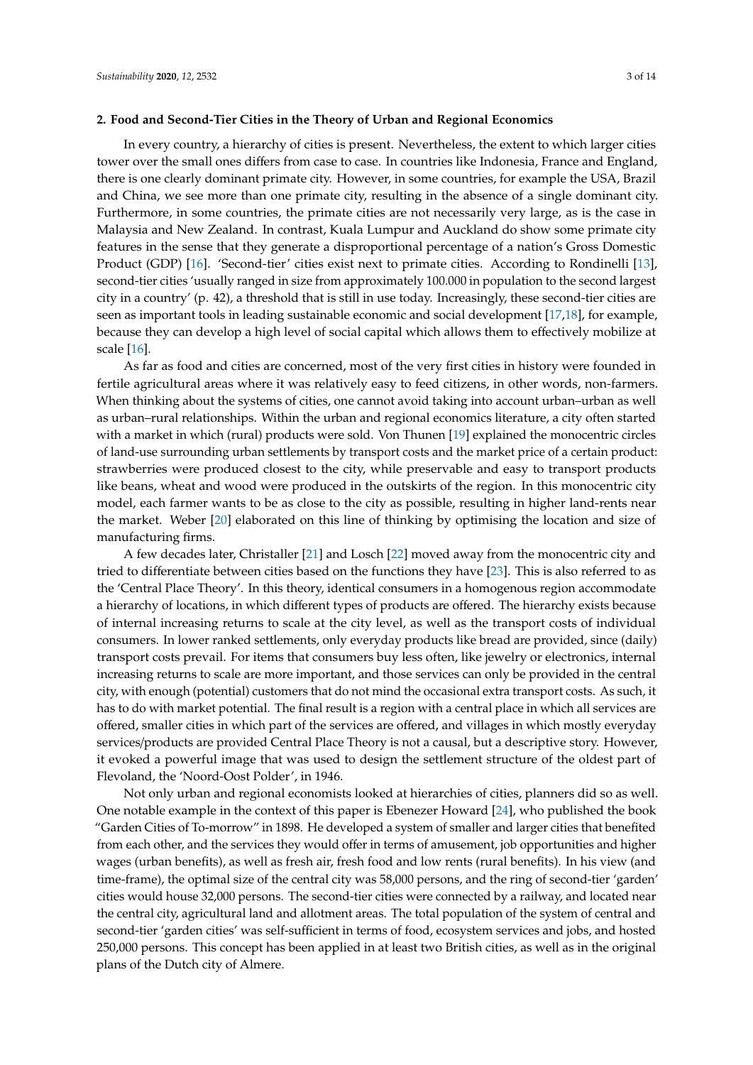## 2. Food and Second-Tier Cities in the Theory of Urban and Regional Economics

In every country, a hierarchy of cities is present. Nevertheless, the extent to which larger cities tower over the small ones differs from case to case. In countries like Indonesia, France and England, there is one clearly dominant primate city. However, in some countries, for example the USA, Brazil and China, we see more than one primate city, resulting in the absence of a single dominant city. Furthermore, in some countries, the primate cities are not necessarily very large, as is the case in Malaysia and New Zealand. In contrast, Kuala Lumpur and Auckland do show some primate city features in the sense that they generate a disproportional percentage of a nation's Gross Domestic Product (GDP) [16]. 'Second-tier' cities exist next to primate cities. According to Rondinelli [13], second-tier cities 'usually ranged in size from approximately 100.000 in population to the second largest city in a country' (p. 42), a threshold that is still in use today. Increasingly, these second-tier cities are seen as important tools in leading sustainable economic and social development [17,18], for example, because they can develop a high level of social capital which allows them to effectively mobilize at scale [16].

As far as food and cities are concerned, most of the very first cities in history were founded in fertile agricultural areas where it was relatively easy to feed citizens, in other words, non-farmers. When thinking about the systems of cities, one cannot avoid taking into account urban–urban as well as urban–rural relationships. Within the urban and regional economics literature, a city often started with a market in which (rural) products were sold. Von Thunen [19] explained the monocentric circles of land-use surrounding urban settlements by transport costs and the market price of a certain product: strawberries were produced closest to the city, while preservable and easy to transport products like beans, wheat and wood were produced in the outskirts of the region. In this monocentric city model, each farmer wants to be as close to the city as possible, resulting in higher land-rents near the market. Weber [20] elaborated on this line of thinking by optimising the location and size of manufacturing firms.

A few decades later, Christaller [21] and Losch [22] moved away from the monocentric city and tried to differentiate between cities based on the functions they have [23]. This is also referred to as the 'Central Place Theory'. In this theory, identical consumers in a homogenous region accommodate a hierarchy of locations, in which different types of products are offered. The hierarchy exists because of internal increasing returns to scale at the city level, as well as the transport costs of individual consumers. In lower ranked settlements, only everyday products like bread are provided, since (daily) transport costs prevail. For items that consumers buy less often, like jewelry or electronics, internal increasing returns to scale are more important, and those services can only be provided in the central city, with enough (potential) customers that do not mind the occasional extra transport costs. As such, it has to do with market potential. The final result is a region with a central place in which all services are offered, smaller cities in which part of the services are offered, and villages in which mostly everyday services/products are provided Central Place Theory is not a causal, but a descriptive story. However, it evoked a powerful image that was used to design the settlement structure of the oldest part of Flevoland, the 'Noord-Oost Polder', in 1946.

Not only urban and regional economists looked at hierarchies of cities, planners did so as well. One notable example in the context of this paper is Ebenezer Howard [24], who published the book "Garden Cities of To-morrow" in 1898. He developed a system of smaller and larger cities that benefited from each other, and the services they would offer in terms of amusement, job opportunities and higher wages (urban benefits), as well as fresh air, fresh food and low rents (rural benefits). In his view (and time-frame), the optimal size of the central city was 58,000 persons, and the ring of second-tier 'garden' cities would house 32,000 persons. The second-tier cities were connected by a railway, and located near the central city, agricultural land and allotment areas. The total population of the system of central and second-tier 'garden cities' was self-sufficient in terms of food, ecosystem services and jobs, and hosted 250,000 persons. This concept has been applied in at least two British cities, as well as in the original plans of the Dutch city of Almere.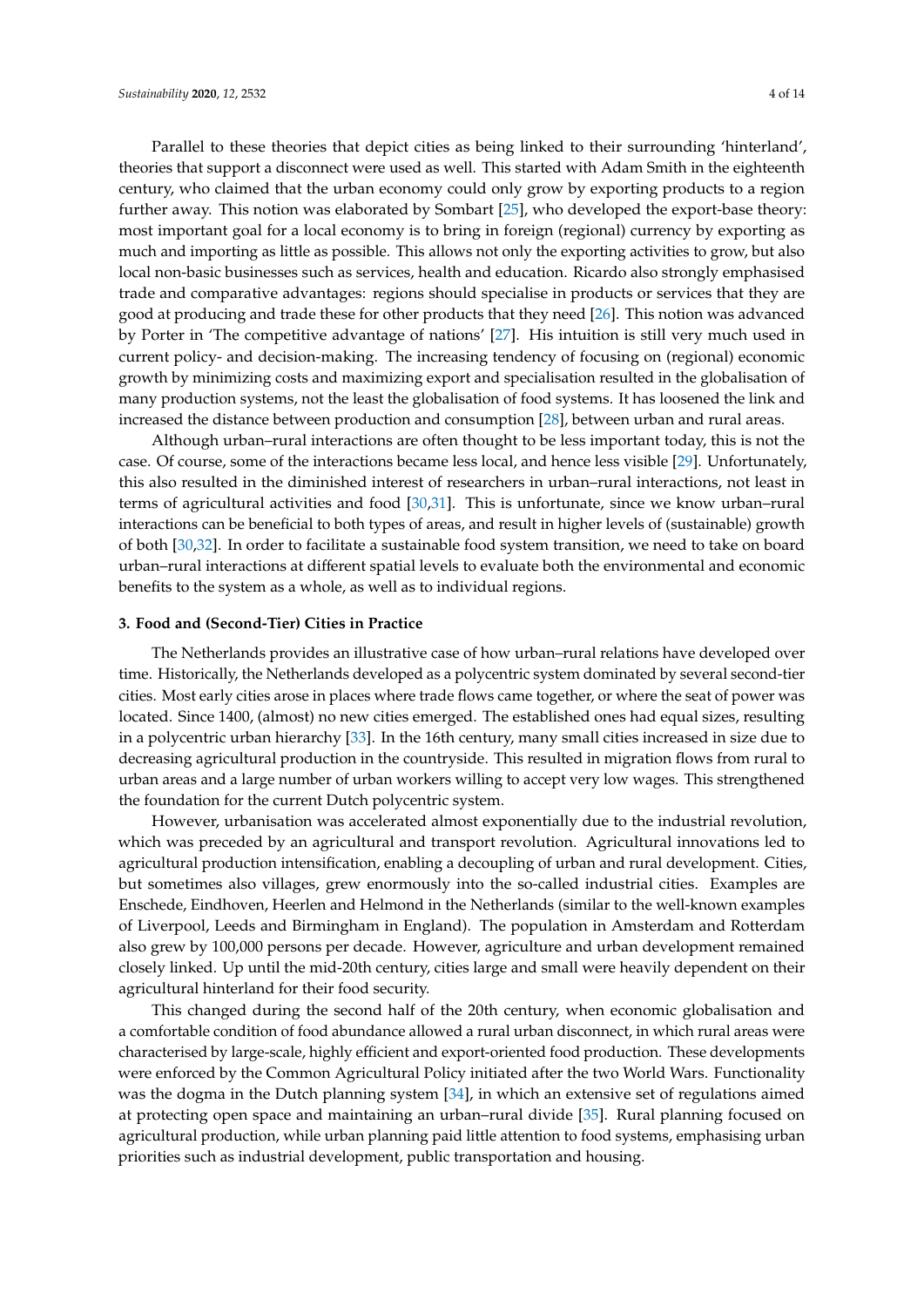Parallel to these theories that depict cities as being linked to their surrounding 'hinterland', theories that support a disconnect were used as well. This started with Adam Smith in the eighteenth century, who claimed that the urban economy could only grow by exporting products to a region further away. This notion was elaborated by Sombart [25], who developed the export-base theory: most important goal for a local economy is to bring in foreign (regional) currency by exporting as much and importing as little as possible. This allows not only the exporting activities to grow, but also local non-basic businesses such as services, health and education. Ricardo also strongly emphasised trade and comparative advantages: regions should specialise in products or services that they are good at producing and trade these for other products that they need [26]. This notion was advanced by Porter in 'The competitive advantage of nations' [27]. His intuition is still very much used in current policy- and decision-making. The increasing tendency of focusing on (regional) economic growth by minimizing costs and maximizing export and specialisation resulted in the globalisation of many production systems, not the least the globalisation of food systems. It has loosened the link and increased the distance between production and consumption [28], between urban and rural areas.

Although urban–rural interactions are often thought to be less important today, this is not the case. Of course, some of the interactions became less local, and hence less visible [29]. Unfortunately, this also resulted in the diminished interest of researchers in urban–rural interactions, not least in terms of agricultural activities and food [30,31]. This is unfortunate, since we know urban–rural interactions can be beneficial to both types of areas, and result in higher levels of (sustainable) growth of both [30,32]. In order to facilitate a sustainable food system transition, we need to take on board urban–rural interactions at different spatial levels to evaluate both the environmental and economic benefits to the system as a whole, as well as to individual regions.

## 3. Food and (Second-Tier) Cities in Practice

The Netherlands provides an illustrative case of how urban–rural relations have developed over time. Historically, the Netherlands developed as a polycentric system dominated by several second-tier cities. Most early cities arose in places where trade flows came together, or where the seat of power was located. Since 1400, (almost) no new cities emerged. The established ones had equal sizes, resulting in a polycentric urban hierarchy [33]. In the 16th century, many small cities increased in size due to decreasing agricultural production in the countryside. This resulted in migration flows from rural to urban areas and a large number of urban workers willing to accept very low wages. This strengthened the foundation for the current Dutch polycentric system.

However, urbanisation was accelerated almost exponentially due to the industrial revolution, which was preceded by an agricultural and transport revolution. Agricultural innovations led to agricultural production intensification, enabling a decoupling of urban and rural development. Cities, but sometimes also villages, grew enormously into the so-called industrial cities. Examples were Enschede, Eindhoven, Heerlen and Helmond in the Netherlands (similar to the well-known examples of Liverpool, Leeds and Birmingham in England). The population in Amsterdam and Rotterdam also grew by 100,000 persons per decade. However, agriculture and urban development remained closely linked. Up until the mid-20th century, cities large and small were heavily dependent on their agricultural hinterland for their food security.

This changed during the second half of the 20th century, when economic globalisation and a comfortable condition of food abundance allowed a rural urban disconnect, in which rural areas were characterised by large-scale, highly efficient and export-oriented food production. These developments were enforced by the Common Agricultural Policy initiated after the two World Wars. Functionality was the dogma in the Dutch planning system [34], in which an extensive set of regulations aimed at protecting open space and maintaining an urban–rural divide [35]. Rural planning focused on agricultural production, while urban planning paid little attention to food systems, emphasising urban priorities such as industrial development, public transportation and housing.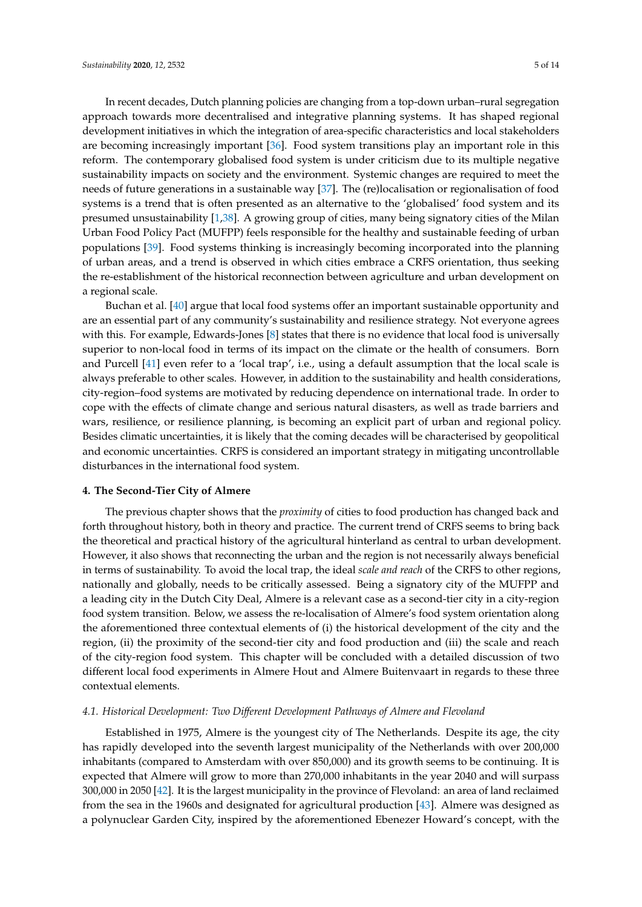In recent decades, Dutch planning policies are changing from a top-down urban–rural segregation approach towards more decentralised and integrative planning systems. It has shaped regional development initiatives in which the integration of area-specific characteristics and local stakeholders are becoming increasingly important [36]. Food system transitions play an important role in this reform. The contemporary globalised food system is under criticism due to its multiple negative sustainability impacts on society and the environment. Systemic changes are required to meet the needs of future generations in a sustainable way [37]. The (re)localisation or regionalisation of food systems is a trend that is often presented as an alternative to the 'globalised' food system and its presumed unsustainability [1,38]. A growing group of cities, many being signatory cities of the Milan Urban Food Policy Pact (MUFPP) feels responsible for the healthy and sustainable feeding of urban populations [39]. Food systems thinking is increasingly becoming incorporated into the planning of urban areas, and a trend is observed in which cities embrace a CRFS orientation, thus seeking the re-establishment of the historical reconnection between agriculture and urban development on a regional scale.

Buchan et al. [40] argue that local food systems offer an important sustainable opportunity and are an essential part of any community's sustainability and resilience strategy. Not everyone agrees with this. For example, Edwards-Jones [8] states that there is no evidence that local food is universally superior to non-local food in terms of its impact on the climate or the health of consumers. Born and Purcell [41] even refer to a 'local trap', i.e., using a default assumption that the local scale is always preferable to other scales. However, in addition to the sustainability and health considerations, city-region–food systems are motivated by reducing dependence on international trade. In order to cope with the effects of climate change and serious natural disasters, as well as trade barriers and wars, resilience, or resilience planning, is becoming an explicit part of urban and regional policy. Besides climatic uncertainties, it is likely that the coming decades will be characterised by geopolitical and economic uncertainties. CRFS is considered an important strategy in mitigating uncontrollable disturbances in the international food system.

## 4. The Second-Tier City of Almere

The previous chapter shows that the *proximity* of cities to food production has changed back and forth throughout history, both in theory and practice. The current trend of CRFS seems to bring back the theoretical and practical history of the agricultural hinterland as central to urban development. However, it also shows that reconnecting the urban and the region is not necessarily always beneficial in terms of sustainability. To avoid the local trap, the ideal *scale and reach* of the CRFS to other regions, nationally and globally, needs to be critically assessed. Being a signatory city of the MUFPP and a leading city in the Dutch City Deal, Almere is a relevant case as a second-tier city in a city-region food system transition. Below, we assess the re-localisation of Almere's food system orientation along the aforementioned three contextual elements of (i) the historical development of the city and the region, (ii) the proximity of the second-tier city and food production and (iii) the scale and reach of the city-region food system. This chapter will be concluded with a detailed discussion of two different local food experiments in Almere Hout and Almere Buitenvaart in regards to these three contextual elements.

### *4.1. Historical Development: Two Different Development Pathways of Almere and Flevoland*

Established in 1975, Almere is the youngest city of The Netherlands. Despite its age, the city has rapidly developed into the seventh largest municipality of the Netherlands with over 200,000 inhabitants (compared to Amsterdam with over 850,000) and its growth seems to be continuing. It is expected that Almere will grow to more than 270,000 inhabitants in the year 2040 and will surpass 300,000 in 2050 [42]. It is the largest municipality in the province of Flevoland: an area of land reclaimed from the sea in the 1960s and designated for agricultural production [43]. Almere was designed as a polynuclear Garden City, inspired by the aforementioned Ebenezer Howard's concept, with the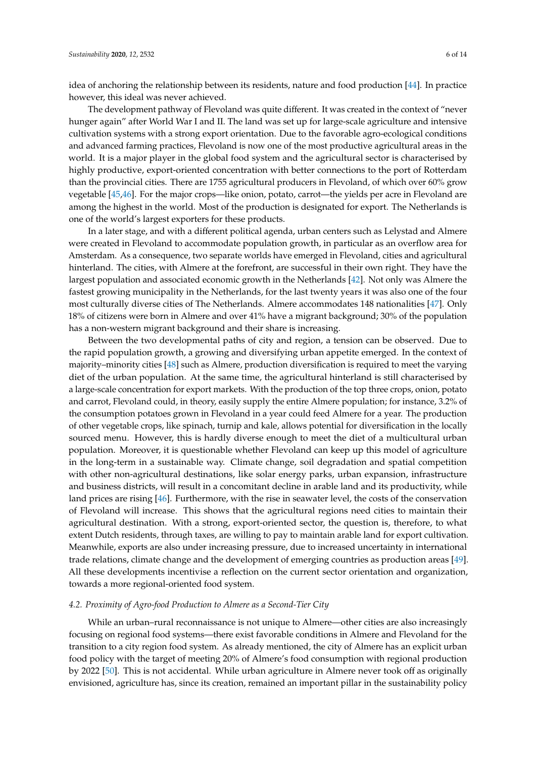idea of anchoring the relationship between its residents, nature and food production [44]. In practice however, this ideal was never achieved.

The development pathway of Flevoland was quite different. It was created in the context of "never hunger again" after World War I and II. The land was set up for large-scale agriculture and intensive cultivation systems with a strong export orientation. Due to the favorable agro-ecological conditions and advanced farming practices, Flevoland is now one of the most productive agricultural areas in the world. It is a major player in the global food system and the agricultural sector is characterised by highly productive, export-oriented concentration with better connections to the port of Rotterdam than the provincial cities. There are 1755 agricultural producers in Flevoland, of which over 60% grow vegetable [45,46]. For the major crops—like onion, potato, carrot—the yields per acre in Flevoland are among the highest in the world. Most of the production is designated for export. The Netherlands is one of the world's largest exporters for these products.

In a later stage, and with a different political agenda, urban centers such as Lelystad and Almere were created in Flevoland to accommodate population growth, in particular as an overflow area for Amsterdam. As a consequence, two separate worlds have emerged in Flevoland, cities and agricultural hinterland. The cities, with Almere at the forefront, are successful in their own right. They have the largest population and associated economic growth in the Netherlands [42]. Not only was Almere the fastest growing municipality in the Netherlands, for the last twenty years it was also one of the four most culturally diverse cities of The Netherlands. Almere accommodates 148 nationalities [47]. Only 18% of citizens were born in Almere and over 41% have a migrant background; 30% of the population has a non-western migrant background and their share is increasing.

Between the two developmental paths of city and region, a tension can be observed. Due to the rapid population growth, a growing and diversifying urban appetite emerged. In the context of majority–minority cities [48] such as Almere, production diversification is required to meet the varying diet of the urban population. At the same time, the agricultural hinterland is still characterised by a large-scale concentration for export markets. With the production of the top three crops, onion, potato and carrot, Flevoland could, in theory, easily supply the entire Almere population; for instance, 3.2% of the consumption potatoes grown in Flevoland in a year could feed Almere for a year. The production of other vegetable crops, like spinach, turnip and kale, allows potential for diversification in the locally sourced menu. However, this is hardly diverse enough to meet the diet of a multicultural urban population. Moreover, it is questionable whether Flevoland can keep up this model of agriculture in the long-term in a sustainable way. Climate change, soil degradation and spatial competition with other non-agricultural destinations, like solar energy parks, urban expansion, infrastructure and business districts, will result in a concomitant decline in arable land and its productivity, while land prices are rising [46]. Furthermore, with the rise in seawater level, the costs of the conservation of Flevoland will increase. This shows that the agricultural regions need cities to maintain their agricultural destination. With a strong, export-oriented sector, the question is, therefore, to what extent Dutch residents, through taxes, are willing to pay to maintain arable land for export cultivation. Meanwhile, exports are also under increasing pressure, due to increased uncertainty in international trade relations, climate change and the development of emerging countries as production areas [49]. All these developments incentivise a reflection on the current sector orientation and organization, towards a more regional-oriented food system.

### *4.2. Proximity of Agro-food Production to Almere as a Second-Tier City*

While an urban–rural reconnaissance is not unique to Almere—other cities are also increasingly focusing on regional food systems—there exist favorable conditions in Almere and Flevoland for the transition to a city region food system. As already mentioned, the city of Almere has an explicit urban food policy with the target of meeting 20% of Almere's food consumption with regional production by 2022 [50]. This is not accidental. While urban agriculture in Almere never took off as originally envisioned, agriculture has, since its creation, remained an important pillar in the sustainability policy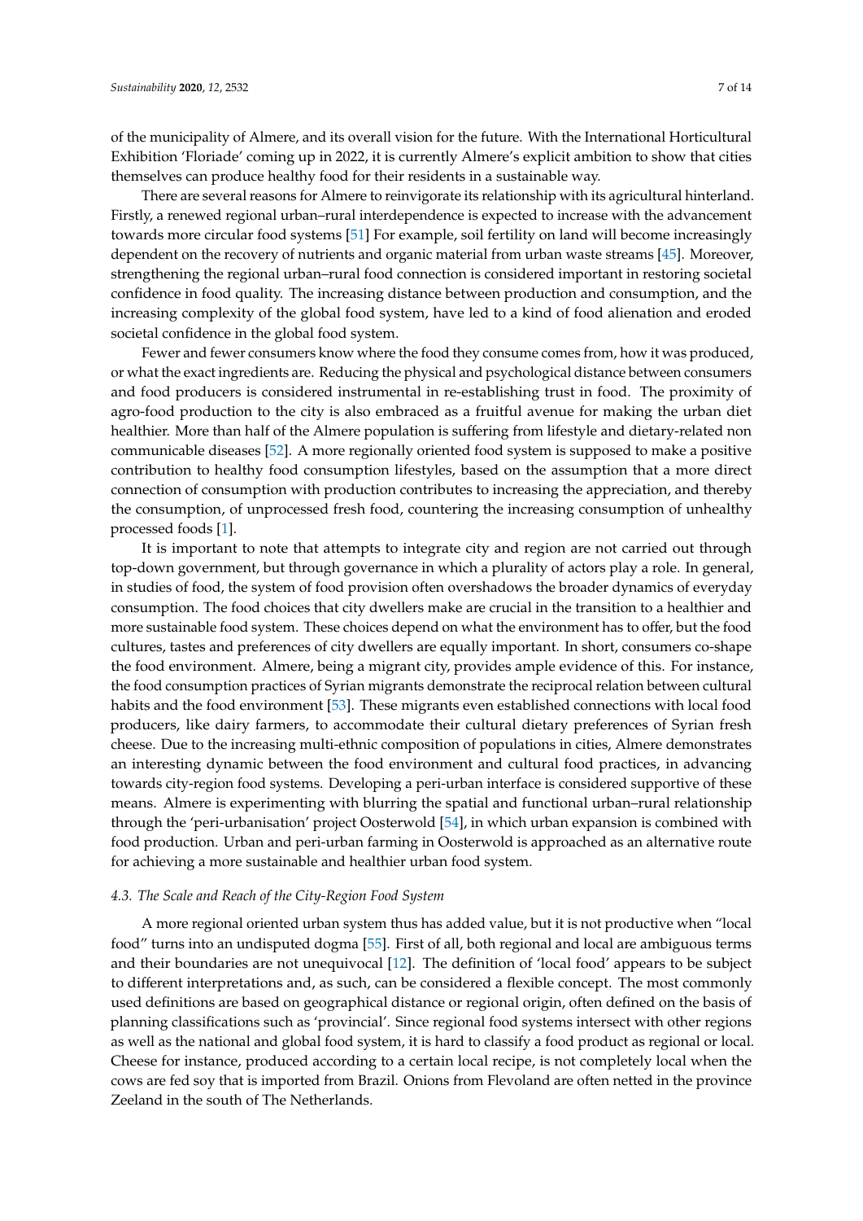of the municipality of Almere, and its overall vision for the future. With the International Horticultural Exhibition 'Floriade' coming up in 2022, it is currently Almere's explicit ambition to show that cities themselves can produce healthy food for their residents in a sustainable way.

There are several reasons for Almere to reinvigorate its relationship with its agricultural hinterland. Firstly, a renewed regional urban–rural interdependence is expected to increase with the advancement towards more circular food systems [51] For example, soil fertility on land will become increasingly dependent on the recovery of nutrients and organic material from urban waste streams [45]. Moreover, strengthening the regional urban–rural food connection is considered important in restoring societal confidence in food quality. The increasing distance between production and consumption, and the increasing complexity of the global food system, have led to a kind of food alienation and eroded societal confidence in the global food system.

Fewer and fewer consumers know where the food they consume comes from, how it was produced, or what the exact ingredients are. Reducing the physical and psychological distance between consumers and food producers is considered instrumental in re-establishing trust in food. The proximity of agro-food production to the city is also embraced as a fruitful avenue for making the urban diet healthier. More than half of the Almere population is suffering from lifestyle and dietary-related non communicable diseases [52]. A more regionally oriented food system is supposed to make a positive contribution to healthy food consumption lifestyles, based on the assumption that a more direct connection of consumption with production contributes to increasing the appreciation, and thereby the consumption, of unprocessed fresh food, countering the increasing consumption of unhealthy processed foods [1].

It is important to note that attempts to integrate city and region are not carried out through top-down government, but through governance in which a plurality of actors play a role. In general, in studies of food, the system of food provision often overshadows the broader dynamics of everyday consumption. The food choices that city dwellers make are crucial in the transition to a healthier and more sustainable food system. These choices depend on what the environment has to offer, but the food cultures, tastes and preferences of city dwellers are equally important. In short, consumers co-shape the food environment. Almere, being a migrant city, provides ample evidence of this. For instance, the food consumption practices of Syrian migrants demonstrate the reciprocal relation between cultural habits and the food environment [53]. These migrants even established connections with local food producers, like dairy farmers, to accommodate their cultural dietary preferences of Syrian fresh cheese. Due to the increasing multi-ethnic composition of populations in cities, Almere demonstrates an interesting dynamic between the food environment and cultural food practices, in advancing towards city-region food systems. Developing a peri-urban interface is considered supportive of these means. Almere is experimenting with blurring the spatial and functional urban–rural relationship through the 'peri-urbanisation' project Oosterwold [54], in which urban expansion is combined with food production. Urban and peri-urban farming in Oosterwold is approached as an alternative route for achieving a more sustainable and healthier urban food system.

### *4.3. The Scale and Reach of the City-Region Food System*

A more regional oriented urban system thus has added value, but it is not productive when "local food" turns into an undisputed dogma [55]. First of all, both regional and local are ambiguous terms and their boundaries are not unequivocal [12]. The definition of 'local food' appears to be subject to different interpretations and, as such, can be considered a flexible concept. The most commonly used definitions are based on geographical distance or regional origin, often defined on the basis of planning classifications such as 'provincial'. Since regional food systems intersect with other regions as well as the national and global food system, it is hard to classify a food product as regional or local. Cheese for instance, produced according to a certain local recipe, is not completely local when the cows are fed soy that is imported from Brazil. Onions from Flevoland are often netted in the province Zeeland in the south of The Netherlands.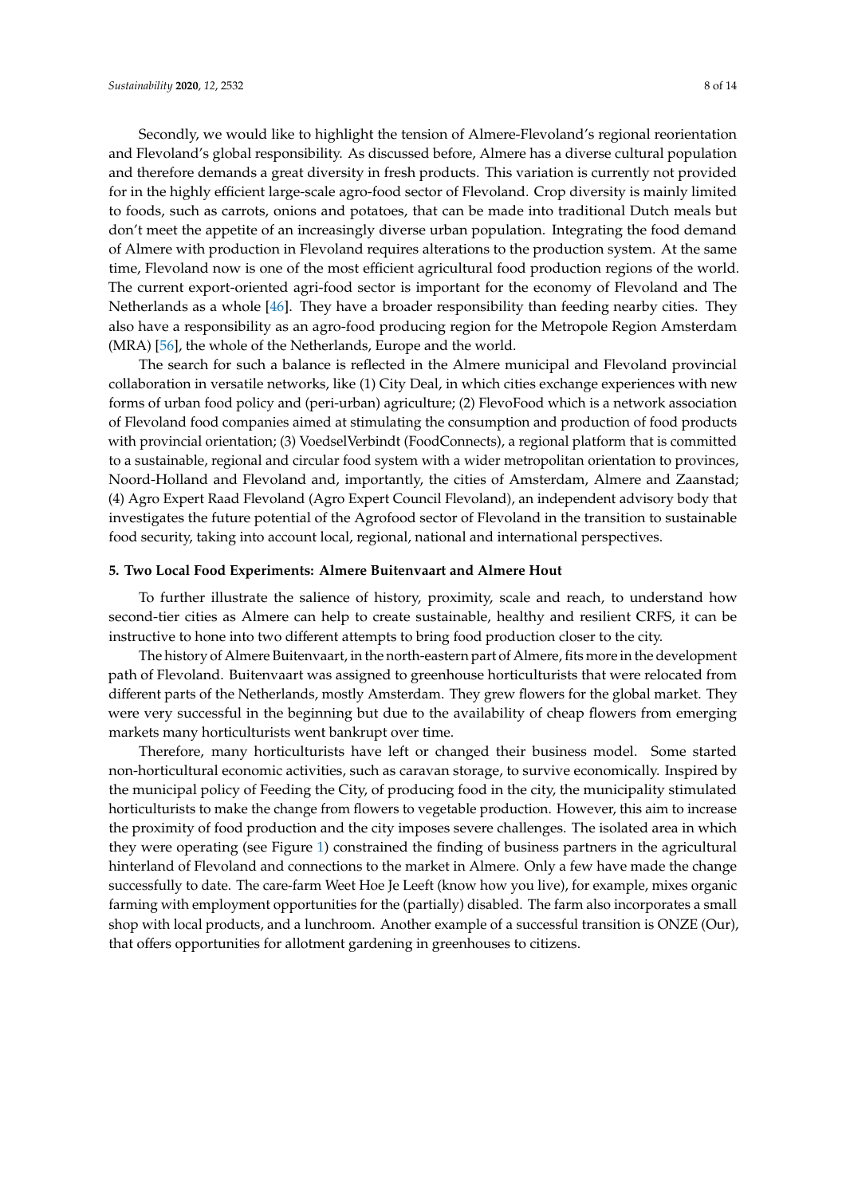Secondly, we would like to highlight the tension of Almere-Flevoland's regional reorientation and Flevoland's global responsibility. As discussed before, Almere has a diverse cultural population and therefore demands a great diversity in fresh products. This variation is currently not provided for in the highly efficient large-scale agro-food sector of Flevoland. Crop diversity is mainly limited to foods, such as carrots, onions and potatoes, that can be made into traditional Dutch meals but don't meet the appetite of an increasingly diverse urban population. Integrating the food demand of Almere with production in Flevoland requires alterations to the production system. At the same time, Flevoland now is one of the most efficient agricultural food production regions of the world. The current export-oriented agri-food sector is important for the economy of Flevoland and The Netherlands as a whole [46]. They have a broader responsibility than feeding nearby cities. They also have a responsibility as an agro-food producing region for the Metropole Region Amsterdam (MRA) [56], the whole of the Netherlands, Europe and the world.

The search for such a balance is reflected in the Almere municipal and Flevoland provincial collaboration in versatile networks, like (1) City Deal, in which cities exchange experiences with new forms of urban food policy and (peri-urban) agriculture; (2) FlevoFood which is a network association of Flevoland food companies aimed at stimulating the consumption and production of food products with provincial orientation; (3) VoedselVerbindt (FoodConnects), a regional platform that is committed to a sustainable, regional and circular food system with a wider metropolitan orientation to provinces, Noord-Holland and Flevoland and, importantly, the cities of Amsterdam, Almere and Zaanstad; (4) Agro Expert Raad Flevoland (Agro Expert Council Flevoland), an independent advisory body that investigates the future potential of the Agrofood sector of Flevoland in the transition to sustainable food security, taking into account local, regional, national and international perspectives.

## 5. Two Local Food Experiments: Almere Buitenvaart and Almere Hout

To further illustrate the salience of history, proximity, scale and reach, to understand how second-tier cities as Almere can help to create sustainable, healthy and resilient CRFS, it can be instructive to hone into two different attempts to bring food production closer to the city.

The history of Almere Buitenvaart, in the north-eastern part of Almere, fits more in the development path of Flevoland. Buitenvaart was assigned to greenhouse horticulturists that were relocated from different parts of the Netherlands, mostly Amsterdam. They grew flowers for the global market. They were very successful in the beginning but due to the availability of cheap flowers from emerging markets many horticulturists went bankrupt over time.

Therefore, many horticulturists have left or changed their business model. Some started non-horticultural economic activities, such as caravan storage, to survive economically. Inspired by the municipal policy of Feeding the City, of producing food in the city, the municipality stimulated horticulturists to make the change from flowers to vegetable production. However, this aim to increase the proximity of food production and the city imposes severe challenges. The isolated area in which they were operating (see Figure 1) constrained the finding of business partners in the agricultural hinterland of Flevoland and connections to the market in Almere. Only a few have made the change successfully to date. The care-farm Weet Hoe Je Leeft (know how you live), for example, mixes organic farming with employment opportunities for the (partially) disabled. The farm also incorporates a small shop with local products, and a lunchroom. Another example of a successful transition is ONZE (Our), that offers opportunities for allotment gardening in greenhouses to citizens.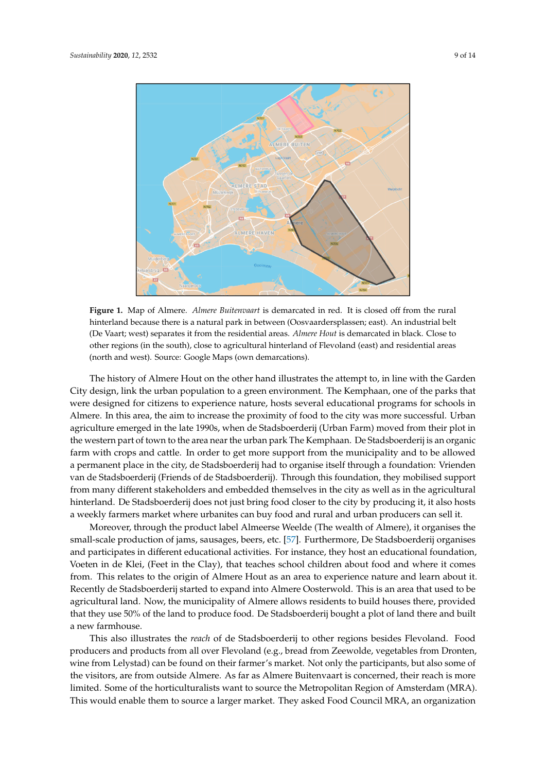**Figure 1.** Map of Almere. *Almere Buitenvaart* is demarcated in red. It is closed off from the rural hinterland because there is a natural park in between (Oosvaardersplassen; east). An industrial belt (De Vaart; west) separates it from the residential areas. *Almere Hout* is demarcated in black. Close to other regions (in the south), close to agricultural hinterland of Flevoland (east) and residential areas (north and west). Source: Google Maps (own demarcations).

The history of Almere Hout on the other hand illustrates the attempt to, in line with the Garden City design, link the urban population to a green environment. The Kemphaan, one of the parks that were designed for citizens to experience nature, hosts several educational programs for schools in Almere. In this area, the aim to increase the proximity of food to the city was more successful. Urban agriculture emerged in the late 1990s, when de Stadsboerderij (Urban Farm) moved from their plot in the western part of town to the area near the urban park The Kemphaan. De Stadsboerderij is an organic farm with crops and cattle. In order to get more support from the municipality and to be allowed a permanent place in the city, de Stadsboerderij had to organise itself through a foundation: Vrienden van de Stadsboerderij (Friends of de Stadsboerderij). Through this foundation, they mobilised support from many different stakeholders and embedded themselves in the city as well as in the agricultural hinterland. De Stadsboerderij does not just bring food closer to the city by producing it, it also hosts a weekly farmers market where urbanites can buy food and rural and urban producers can sell it.

Moreover, through the product label Almeerse Weelde (The wealth of Almere), it organises the small-scale production of jams, sausages, beers, etc. [57]. Furthermore, De Stadsboerderij organises and participates in different educational activities. For instance, they host an educational foundation, Voeten in de Klei, (Feet in the Clay), that teaches school children about food and where it comes from. This relates to the origin of Almere Hout as an area to experience nature and learn about it. Recently de Stadsboerderij started to expand into Almere Oosterwold. This is an area that used to be agricultural land. Now, the municipality of Almere allows residents to build houses there, provided that they use 50% of the land to produce food. De Stadsboerderij bought a plot of land there and built a new farmhouse.

This also illustrates the *reach* of de Stadsboerderij to other regions besides Flevoland. Food producers and products from all over Flevoland (e.g., bread from Zeewolde, vegetables from Dronten, wine from Lelystad) can be found on their farmer's market. Not only the participants, but also some of the visitors, are from outside Almere. As far as Almere Buitenvaart is concerned, their reach is more limited. Some of the horticulturalists want to source the Metropolitan Region of Amsterdam (MRA). This would enable them to source a larger market. They asked Food Council MRA, an organization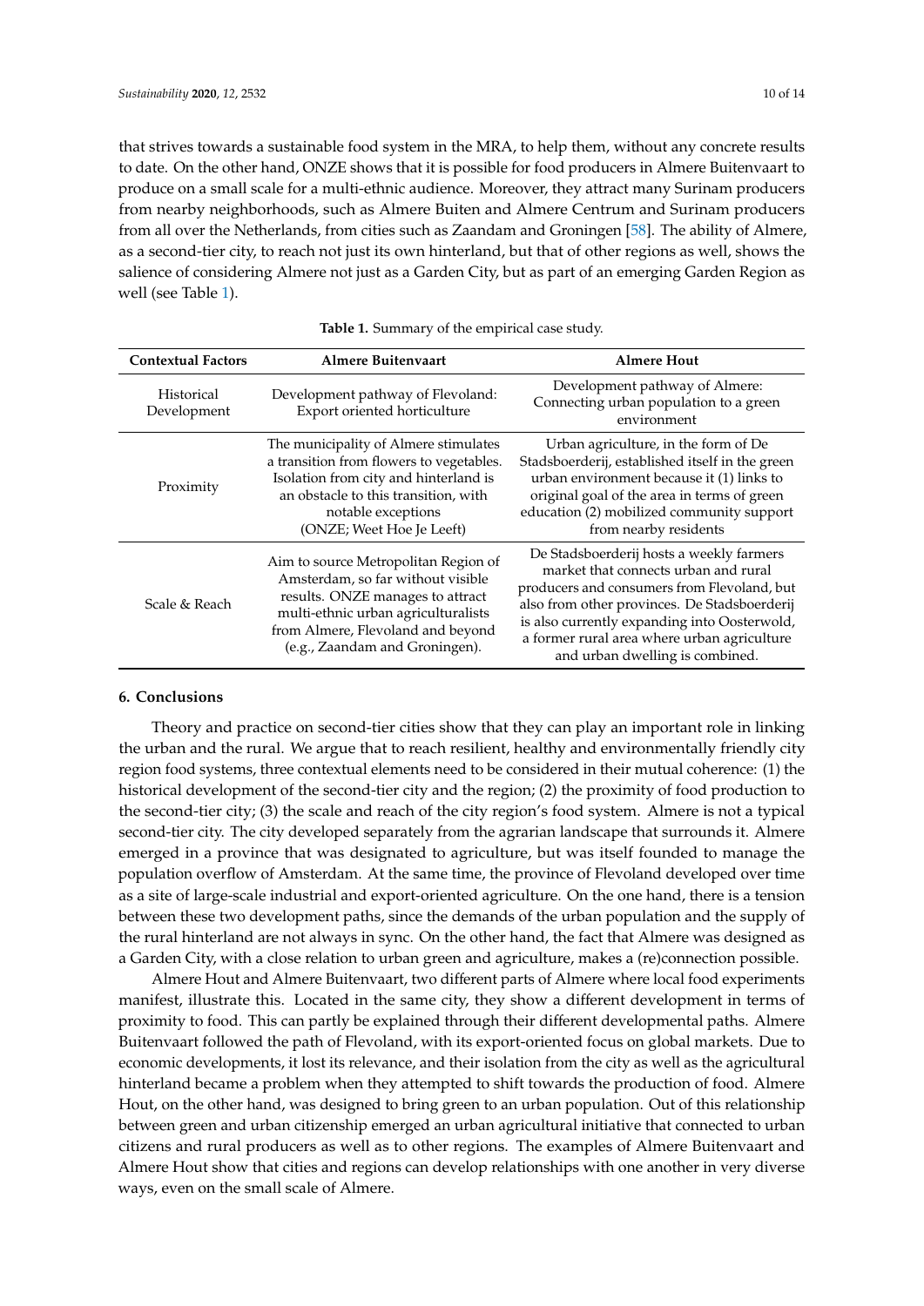that strives towards a sustainable food system in the MRA, to help them, without any concrete results to date. On the other hand, ONZE shows that it is possible for food producers in Almere Buitenvaart to produce on a small scale for a multi-ethnic audience. Moreover, they attract many Surinam producers from nearby neighborhoods, such as Almere Buiten and Almere Centrum and Surinam producers from all over the Netherlands, from cities such as Zaandam and Groningen [58]. The ability of Almere, as a second-tier city, to reach not just its own hinterland, but that of other regions as well, shows the salience of considering Almere not just as a Garden City, but as part of an emerging Garden Region as well (see Table 1).

**Table 1.** Summary of the empirical case study.

| Contextual Factors | Almere Buitenvaart | Almere Hout |
|---|---|---|
| Historical Development | Development pathway of Flevoland: Export oriented horticulture | Development pathway of Almere: Connecting urban population to a green environment |
| Proximity | The municipality of Almere stimulates a transition from flowers to vegetables. Isolation from city and hinterland is an obstacle to this transition, with notable exceptions (ONZE; Weet Hoe Je Leeft) | Urban agriculture, in the form of De Stadsboerderij, established itself in the green urban environment because it (1) links to original goal of the area in terms of green education (2) mobilized community support from nearby residents |
| Scale & Reach | Aim to source Metropolitan Region of Amsterdam, so far without visible results. ONZE manages to attract multi-ethnic urban agriculturalists from Almere, Flevoland and beyond (e.g., Zaandam and Groningen). | De Stadsboerderij hosts a weekly farmers market that connects urban and rural producers and consumers from Flevoland, but also from other provinces. De Stadsboerderij is also currently expanding into Oosterwold, a former rural area where urban agriculture and urban dwelling is combined. |

## 6. Conclusions

Theory and practice on second-tier cities show that they can play an important role in linking the urban and the rural. We argue that to reach resilient, healthy and environmentally friendly city region food systems, three contextual elements need to be considered in their mutual coherence: (1) the historical development of the second-tier city and the region; (2) the proximity of food production to the second-tier city; (3) the scale and reach of the city region's food system. Almere is not a typical second-tier city. The city developed separately from the agrarian landscape that surrounds it. Almere emerged in a province that was designated to agriculture, but was itself founded to manage the population overflow of Amsterdam. At the same time, the province of Flevoland developed over time as a site of large-scale industrial and export-oriented agriculture. On the one hand, there is a tension between these two development paths, since the demands of the urban population and the supply of the rural hinterland are not always in sync. On the other hand, the fact that Almere was designed as a Garden City, with a close relation to urban green and agriculture, makes a (re)connection possible.

Almere Hout and Almere Buitenvaart, two different parts of Almere where local food experiments manifest, illustrate this. Located in the same city, they show a different development in terms of proximity to food. This can partly be explained through their different developmental paths. Almere Buitenvaart followed the path of Flevoland, with its export-oriented focus on global markets. Due to economic developments, it lost its relevance, and their isolation from the city as well as the agricultural hinterland became a problem when they attempted to shift towards the production of food. Almere Hout, on the other hand, was designed to bring green to an urban population. Out of this relationship between green and urban citizenship emerged an urban agricultural initiative that connected to urban citizens and rural producers as well as to other regions. The examples of Almere Buitenvaart and Almere Hout show that cities and regions can develop relationships with one another in very diverse ways, even on the small scale of Almere.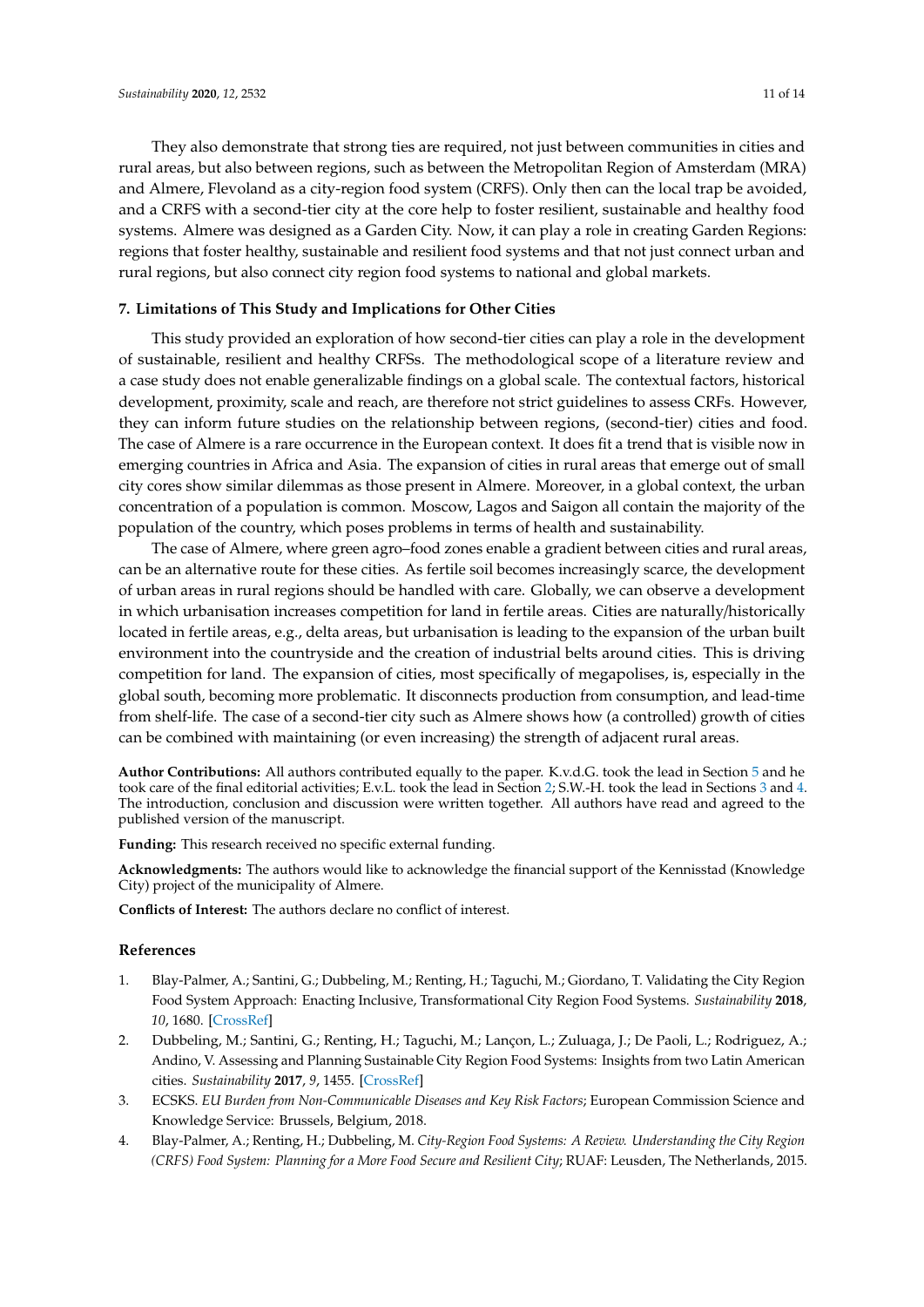They also demonstrate that strong ties are required, not just between communities in cities and rural areas, but also between regions, such as between the Metropolitan Region of Amsterdam (MRA) and Almere, Flevoland as a city-region food system (CRFS). Only then can the local trap be avoided, and a CRFS with a second-tier city at the core help to foster resilient, sustainable and healthy food systems. Almere was designed as a Garden City. Now, it can play a role in creating Garden Regions: regions that foster healthy, sustainable and resilient food systems and that not just connect urban and rural regions, but also connect city region food systems to national and global markets.

## 7. Limitations of This Study and Implications for Other Cities

This study provided an exploration of how second-tier cities can play a role in the development of sustainable, resilient and healthy CRFSs. The methodological scope of a literature review and a case study does not enable generalizable findings on a global scale. The contextual factors, historical development, proximity, scale and reach, are therefore not strict guidelines to assess CRFs. However, they can inform future studies on the relationship between regions, (second-tier) cities and food. The case of Almere is a rare occurrence in the European context. It does fit a trend that is visible now in emerging countries in Africa and Asia. The expansion of cities in rural areas that emerge out of small city cores show similar dilemmas as those present in Almere. Moreover, in a global context, the urban concentration of a population is common. Moscow, Lagos and Saigon all contain the majority of the population of the country, which poses problems in terms of health and sustainability.

The case of Almere, where green agro–food zones enable a gradient between cities and rural areas, can be an alternative route for these cities. As fertile soil becomes increasingly scarce, the development of urban areas in rural regions should be handled with care. Globally, we can observe a development in which urbanisation increases competition for land in fertile areas. Cities are naturally/historically located in fertile areas, e.g., delta areas, but urbanisation is leading to the expansion of the urban built environment into the countryside and the creation of industrial belts around cities. This is driving competition for land. The expansion of cities, most specifically of megapolises, is, especially in the global south, becoming more problematic. It disconnects production from consumption, and lead-time from shelf-life. The case of a second-tier city such as Almere shows how (a controlled) growth of cities can be combined with maintaining (or even increasing) the strength of adjacent rural areas.

**Author Contributions:** All authors contributed equally to the paper. K.v.d.G. took the lead in Section 5 and he took care of the final editorial activities; E.v.L. took the lead in Section 2; S.W.-H. took the lead in Sections 3 and 4. The introduction, conclusion and discussion were written together. All authors have read and agreed to the published version of the manuscript.

**Funding:** This research received no specific external funding.

**Acknowledgments:** The authors would like to acknowledge the financial support of the Kennisstad (Knowledge City) project of the municipality of Almere.

**Conflicts of Interest:** The authors declare no conflict of interest.

## References

1. Blay-Palmer, A.; Santini, G.; Dubbeling, M.; Renting, H.; Taguchi, M.; Giordano, T. Validating the City Region Food System Approach: Enacting Inclusive, Transformational City Region Food Systems. *Sustainability* **2018**, *10*, 1680. [CrossRef]
2. Dubbeling, M.; Santini, G.; Renting, H.; Taguchi, M.; Lançon, L.; Zuluaga, J.; De Paoli, L.; Rodriguez, A.; Andino, V. Assessing and Planning Sustainable City Region Food Systems: Insights from two Latin American cities. *Sustainability* **2017**, *9*, 1455. [CrossRef]
3. ECSKS. *EU Burden from Non-Communicable Diseases and Key Risk Factors*; European Commission Science and Knowledge Service: Brussels, Belgium, 2018.
4. Blay-Palmer, A.; Renting, H.; Dubbeling, M. *City-Region Food Systems: A Review. Understanding the City Region (CRFS) Food System: Planning for a More Food Secure and Resilient City*; RUAF: Leusden, The Netherlands, 2015.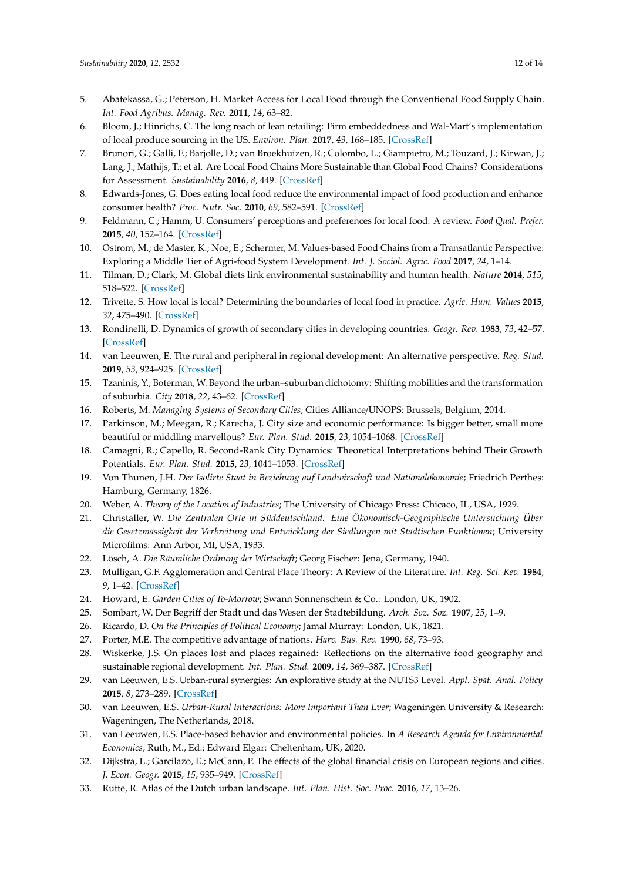5. Abatekassa, G.; Peterson, H. Market Access for Local Food through the Conventional Food Supply Chain. *Int. Food Agribus. Manag. Rev.* **2011**, *14*, 63–82.
6. Bloom, J.; Hinrichs, C. The long reach of lean retailing: Firm embeddedness and Wal-Mart's implementation of local produce sourcing in the US. *Environ. Plan.* **2017**, *49*, 168–185. [CrossRef]
7. Brunori, G.; Galli, F.; Barjolle, D.; van Broekhuizen, R.; Colombo, L.; Giampietro, M.; Touzard, J.; Kirwan, J.; Lang, J.; Mathijs, T.; et al. Are Local Food Chains More Sustainable than Global Food Chains? Considerations for Assessment. *Sustainability* **2016**, *8*, 449. [CrossRef]
8. Edwards-Jones, G. Does eating local food reduce the environmental impact of food production and enhance consumer health? *Proc. Nutr. Soc.* **2010**, *69*, 582–591. [CrossRef]
9. Feldmann, C.; Hamm, U. Consumers' perceptions and preferences for local food: A review. *Food Qual. Prefer.* **2015**, *40*, 152–164. [CrossRef]
10. Ostrom, M.; de Master, K.; Noe, E.; Schermer, M. Values-based Food Chains from a Transatlantic Perspective: Exploring a Middle Tier of Agri-food System Development. *Int. J. Sociol. Agric. Food* **2017**, *24*, 1–14.
11. Tilman, D.; Clark, M. Global diets link environmental sustainability and human health. *Nature* **2014**, *515*, 518–522. [CrossRef]
12. Trivette, S. How local is local? Determining the boundaries of local food in practice. *Agric. Hum. Values* **2015**, *32*, 475–490. [CrossRef]
13. Rondinelli, D. Dynamics of growth of secondary cities in developing countries. *Geogr. Rev.* **1983**, *73*, 42–57. [CrossRef]
14. van Leeuwen, E. The rural and peripheral in regional development: An alternative perspective. *Reg. Stud.* **2019**, *53*, 924–925. [CrossRef]
15. Tzaninis, Y.; Boterman, W. Beyond the urban–suburban dichotomy: Shifting mobilities and the transformation of suburbia. *City* **2018**, *22*, 43–62. [CrossRef]
16. Roberts, M. *Managing Systems of Secondary Cities*; Cities Alliance/UNOPS: Brussels, Belgium, 2014.
17. Parkinson, M.; Meegan, R.; Karecha, J. City size and economic performance: Is bigger better, small more beautiful or middling marvellous? *Eur. Plan. Stud.* **2015**, *23*, 1054–1068. [CrossRef]
18. Camagni, R.; Capello, R. Second-Rank City Dynamics: Theoretical Interpretations behind Their Growth Potentials. *Eur. Plan. Stud.* **2015**, *23*, 1041–1053. [CrossRef]
19. Von Thunen, J.H. *Der Isolirte Staat in Beziehung auf Landwirtschaft und Nationalökonomie*; Friedrich Perthes: Hamburg, Germany, 1826.
20. Weber, A. *Theory of the Location of Industries*; The University of Chicago Press: Chicaco, IL, USA, 1929.
21. Christaller, W. *Die Zentralen Orte in Süddeutschland: Eine Ökonomisch-Geographische Untersuchung Über die Gesetzmässigkeit der Verbreitung und Entwicklung der Siedlungen mit Städtischen Funktionen*; University Microfilms: Ann Arbor, MI, USA, 1933.
22. Lösch, A. *Die Räumliche Ordnung der Wirtschaft*; Georg Fischer: Jena, Germany, 1940.
23. Mulligan, G.F. Agglomeration and Central Place Theory: A Review of the Literature. *Int. Reg. Sci. Rev.* **1984**, *9*, 1–42. [CrossRef]
24. Howard, E. *Garden Cities of To-Morrow*; Swann Sonnenschein & Co.: London, UK, 1902.
25. Sombart, W. Der Begriff der Stadt und das Wesen der Städtebildung. *Arch. Soz. Soz.* **1907**, *25*, 1–9.
26. Ricardo, D. *On the Principles of Political Economy*; Jamal Murray: London, UK, 1821.
27. Porter, M.E. The competitive advantage of nations. *Harv. Bus. Rev.* **1990**, *68*, 73–93.
28. Wiskerke, J.S. On places lost and places regained: Reflections on the alternative food geography and sustainable regional development. *Int. Plan. Stud.* **2009**, *14*, 369–387. [CrossRef]
29. van Leeuwen, E.S. Urban-rural synergies: An explorative study at the NUTS3 Level. *Appl. Spat. Anal. Policy* **2015**, *8*, 273–289. [CrossRef]
30. van Leeuwen, E.S. *Urban-Rural Interactions: More Important Than Ever*; Wageningen University & Research: Wageningen, The Netherlands, 2018.
31. van Leeuwen, E.S. Place-based behavior and environmental policies. In *A Research Agenda for Environmental Economics*; Ruth, M., Ed.; Edward Elgar: Cheltenham, UK, 2020.
32. Dijkstra, L.; Garcilazo, E.; McCann, P. The effects of the global financial crisis on European regions and cities. *J. Econ. Geogr.* **2015**, *15*, 935–949. [CrossRef]
33. Rutte, R. Atlas of the Dutch urban landscape. *Int. Plan. Hist. Soc. Proc.* **2016**, *17*, 13–26.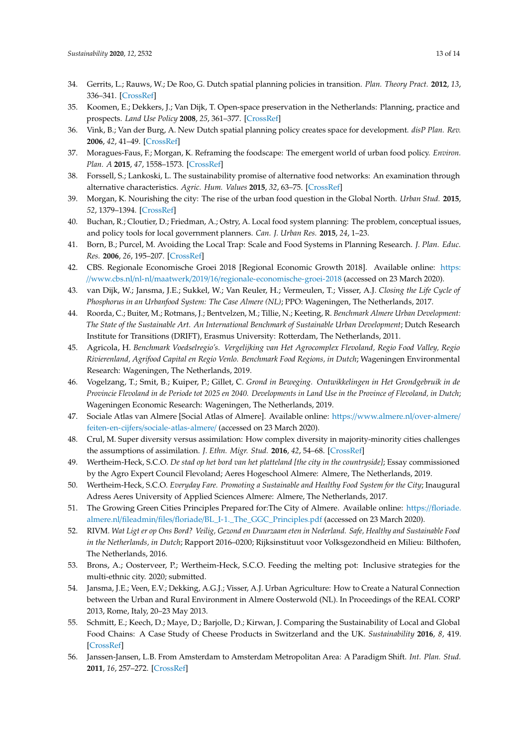34. Gerrits, L.; Rauws, W.; De Roo, G. Dutch spatial planning policies in transition. *Plan. Theory Pract.* **2012**, *13*, 336–341. [CrossRef]
35. Koomen, E.; Dekkers, J.; Van Dijk, T. Open-space preservation in the Netherlands: Planning, practice and prospects. *Land Use Policy* **2008**, *25*, 361–377. [CrossRef]
36. Vink, B.; Van der Burg, A. New Dutch spatial planning policy creates space for development. *disP Plan. Rev.* **2006**, *42*, 41–49. [CrossRef]
37. Moragues-Faus, F.; Morgan, K. Reframing the foodscape: The emergent world of urban food policy. *Environ. Plan. A* **2015**, *47*, 1558–1573. [CrossRef]
38. Forssell, S.; Lankoski, L. The sustainability promise of alternative food networks: An examination through alternative characteristics. *Agric. Hum. Values* **2015**, *32*, 63–75. [CrossRef]
39. Morgan, K. Nourishing the city: The rise of the urban food question in the Global North. *Urban Stud.* **2015**, *52*, 1379–1394. [CrossRef]
40. Buchan, R.; Cloutier, D.; Friedman, A.; Ostry, A. Local food system planning: The problem, conceptual issues, and policy tools for local government planners. *Can. J. Urban Res.* **2015**, *24*, 1–23.
41. Born, B.; Purcel, M. Avoiding the Local Trap: Scale and Food Systems in Planning Research. *J. Plan. Educ. Res.* **2006**, *26*, 195–207. [CrossRef]
42. CBS. Regionale Economische Groei 2018 [Regional Economic Growth 2018]. Available online: https://www.cbs.nl/nl-nl/maatwerk/2019/16/regionale-economische-groei-2018 (accessed on 23 March 2020).
43. van Dijk, W.; Jansma, J.E.; Sukkel, W.; Van Reuler, H.; Vermeulen, T.; Visser, A.J. *Closing the Life Cycle of Phosphorus in an Urbanfood System: The Case Almere (NL)*; PPO: Wageningen, The Netherlands, 2017.
44. Roorda, C.; Buiter, M.; Rotmans, J.; Bentvelzen, M.; Tillie, N.; Keeting, R. *Benchmark Almere Urban Development: The State of the Sustainable Art. An International Benchmark of Sustainable Urban Development*; Dutch Research Institute for Transitions (DRIFT), Erasmus University: Rotterdam, The Netherlands, 2011.
45. Agricola, H. *Benchmark Voedselregio's. Vergelijking van Het Agrocomplex Flevoland, Regio Food Valley, Regio Rivierenland, Agrifood Capital en Regio Venlo. Benchmark Food Regions, in Dutch*; Wageningen Environmental Research: Wageningen, The Netherlands, 2019.
46. Vogelzang, T.; Smit, B.; Kuiper, P.; Gillet, C. *Grond in Beweging. Ontwikkelingen in Het Grondgebruik in de Provincie Flevoland in de Periode tot 2025 en 2040. Developments in Land Use in the Province of Flevoland, in Dutch*; Wageningen Economic Research: Wageningen, The Netherlands, 2019.
47. Sociale Atlas van Almere [Social Atlas of Almere]. Available online: https://www.almere.nl/over-almere/feiten-en-cijfers/sociale-atlas-almere/ (accessed on 23 March 2020).
48. Crul, M. Super diversity versus assimilation: How complex diversity in majority-minority cities challenges the assumptions of assimilation. *J. Ethn. Migr. Stud.* **2016**, *42*, 54–68. [CrossRef]
49. Wertheim-Heck, S.C.O. *De stad op het bord van het platteland [the city in the countryside]*; Essay commissioned by the Agro Expert Council Flevoland; Aeres Hogeschool Almere: Almere, The Netherlands, 2019.
50. Wertheim-Heck, S.C.O. *Everyday Fare. Promoting a Sustainable and Healthy Food System for the City*; Inaugural Adress Aeres University of Applied Sciences Almere: Almere, The Netherlands, 2017.
51. The Growing Green Cities Principles Prepared for:The City of Almere. Available online: https://floriade.almere.nl/fileadmin/files/floriade/BL_I-1._The_GGC_Principles.pdf (accessed on 23 March 2020).
52. RIVM. *Wat Ligt er op Ons Bord? Veilig, Gezond en Duurzaam eten in Nederland. Safe, Healthy and Sustainable Food in the Netherlands, in Dutch*; Rapport 2016–0200; Rijksinstituut voor Volksgezondheid en Milieu: Bilthofen, The Netherlands, 2016.
53. Brons, A.; Oosterveer, P.; Wertheim-Heck, S.C.O. Feeding the melting pot: Inclusive strategies for the multi-ethnic city. 2020; submitted.
54. Jansma, J.E.; Veen, E.V.; Dekking, A.G.J.; Visser, A.J. Urban Agriculture: How to Create a Natural Connection between the Urban and Rural Environment in Almere Oosterwold (NL). In Proceedings of the REAL CORP 2013, Rome, Italy, 20–23 May 2013.
55. Schmitt, E.; Keech, D.; Maye, D.; Barjolle, D.; Kirwan, J. Comparing the Sustainability of Local and Global Food Chains: A Case Study of Cheese Products in Switzerland and the UK. *Sustainability* **2016**, *8*, 419. [CrossRef]
56. Janssen-Jansen, L.B. From Amsterdam to Amsterdam Metropolitan Area: A Paradigm Shift. *Int. Plan. Stud.* **2011**, *16*, 257–272. [CrossRef]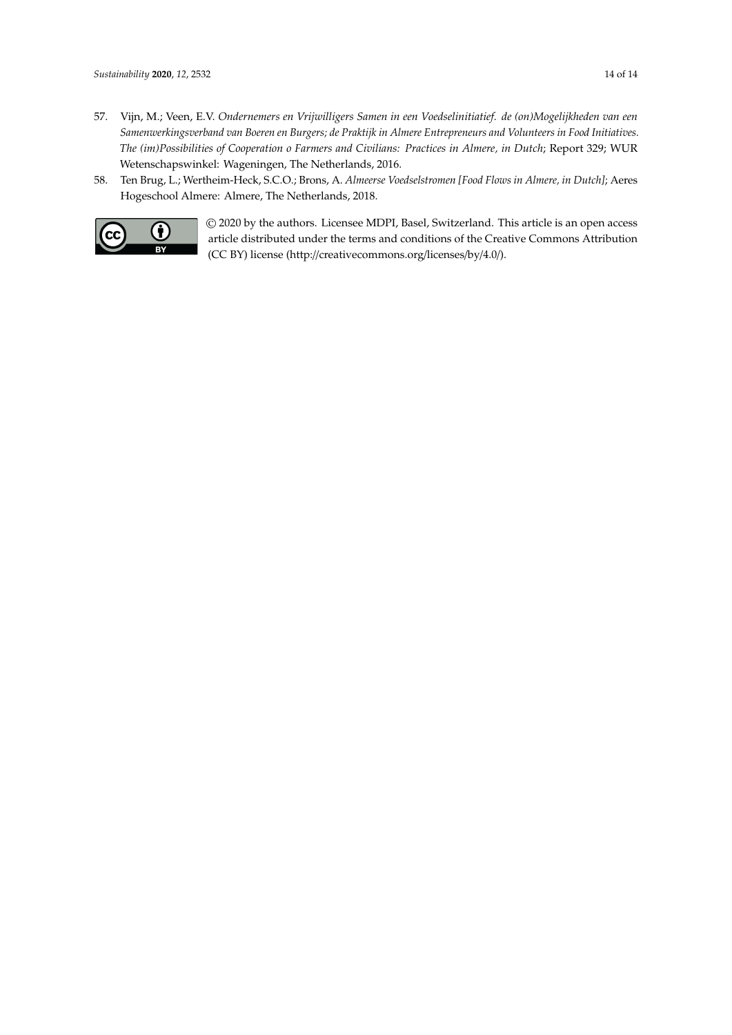57. Vijn, M.; Veen, E.V. *Ondernemers en Vrijwilligers Samen in een Voedselinitiatief. de (on)Mogelijkheden van een Samenwerkingsverband van Boeren en Burgers; de Praktijk in Almere Entrepreneurs and Volunteers in Food Initiatives. The (im)Possibilities of Cooperation o Farmers and Civilians: Practices in Almere, in Dutch*; Report 329; WUR Wetenschapswinkel: Wageningen, The Netherlands, 2016.
58. Ten Brug, L.; Wertheim-Heck, S.C.O.; Brons, A. *Almeerse Voedselstromen [Food Flows in Almere, in Dutch]*; Aeres Hogeschool Almere: Almere, The Netherlands, 2018.

© 2020 by the authors. Licensee MDPI, Basel, Switzerland. This article is an open access article distributed under the terms and conditions of the Creative Commons Attribution (CC BY) license (http://creativecommons.org/licenses/by/4.0/).